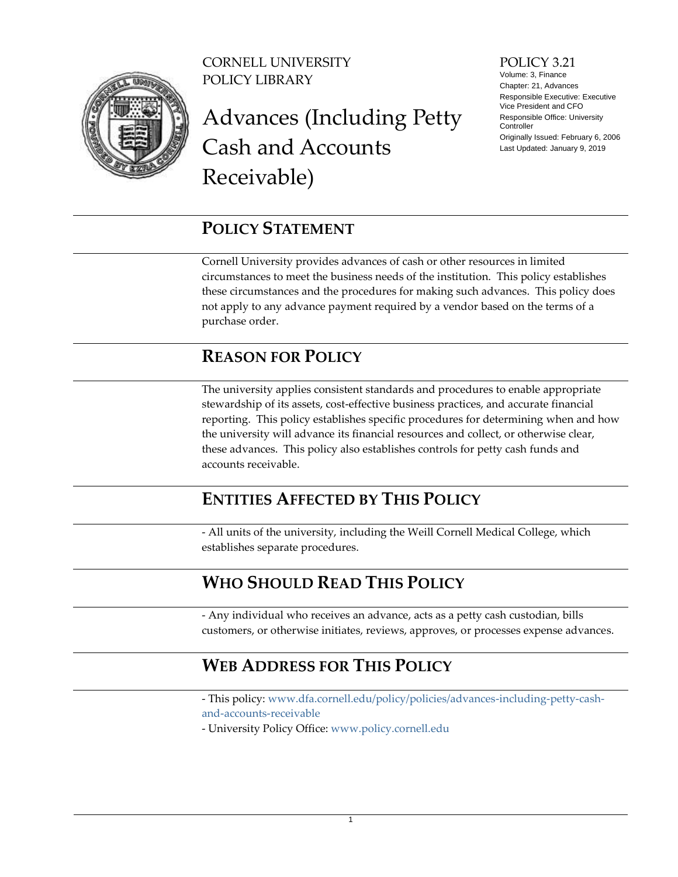CORNELL UNIVERSITY
POLICY LIBRARY

# Advances (Including Petty Cash and Accounts Receivable)

POLICY 3.21
Volume: 3, Finance
Chapter: 21, Advances
Responsible Executive: Executive Vice President and CFO
Responsible Office: University Controller
Originally Issued: February 6, 2006
Last Updated: January 9, 2019

## POLICY STATEMENT

Cornell University provides advances of cash or other resources in limited circumstances to meet the business needs of the institution. This policy establishes these circumstances and the procedures for making such advances. This policy does not apply to any advance payment required by a vendor based on the terms of a purchase order.

## REASON FOR POLICY

The university applies consistent standards and procedures to enable appropriate stewardship of its assets, cost-effective business practices, and accurate financial reporting. This policy establishes specific procedures for determining when and how the university will advance its financial resources and collect, or otherwise clear, these advances. This policy also establishes controls for petty cash funds and accounts receivable.

## ENTITIES AFFECTED BY THIS POLICY

- All units of the university, including the Weill Cornell Medical College, which establishes separate procedures.

## WHO SHOULD READ THIS POLICY

- Any individual who receives an advance, acts as a petty cash custodian, bills customers, or otherwise initiates, reviews, approves, or processes expense advances.

## WEB ADDRESS FOR THIS POLICY

- This policy: www.dfa.cornell.edu/policy/policies/advances-including-petty-cash-and-accounts-receivable
- University Policy Office: www.policy.cornell.edu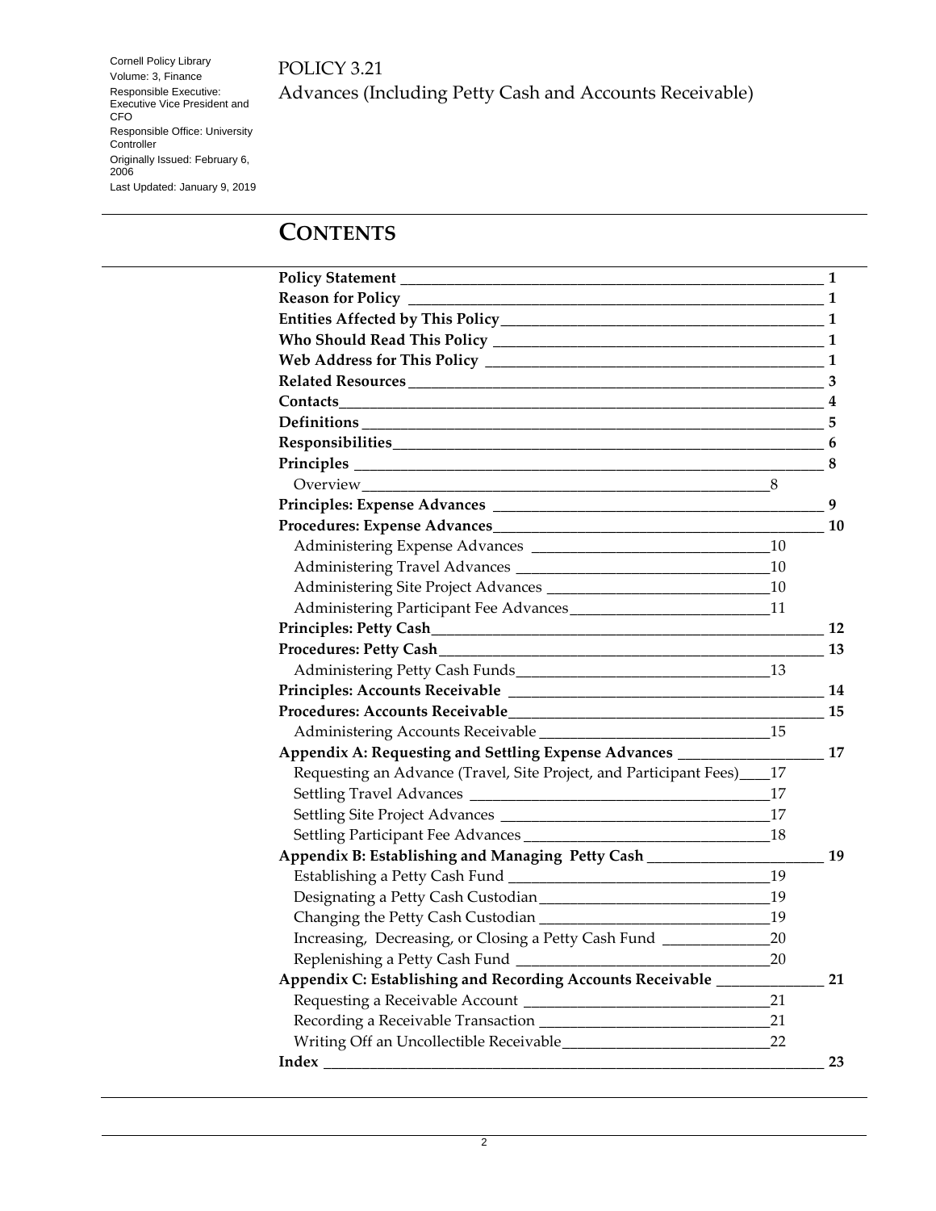Cornell Policy Library
Volume: 3, Finance
Responsible Executive: Executive Vice President and CFO
Responsible Office: University Controller
Originally Issued: February 6, 2006
Last Updated: January 9, 2019

POLICY 3.21
Advances (Including Petty Cash and Accounts Receivable)

# CONTENTS

**Policy Statement** 1
**Reason for Policy** 1
**Entities Affected by This Policy** 1
**Who Should Read This Policy** 1
**Web Address for This Policy** 1
**Related Resources** 3
**Contacts** 4
**Definitions** 5
**Responsibilities** 6
**Principles** 8
- Overview 8

**Principles: Expense Advances** 9
**Procedures: Expense Advances** 10
- Administering Expense Advances 10
- Administering Travel Advances 10
- Administering Site Project Advances 10
- Administering Participant Fee Advances 11

**Principles: Petty Cash** 12
**Procedures: Petty Cash** 13
- Administering Petty Cash Funds 13

**Principles: Accounts Receivable** 14
**Procedures: Accounts Receivable** 15
- Administering Accounts Receivable 15

**Appendix A: Requesting and Settling Expense Advances** 17
- Requesting an Advance (Travel, Site Project, and Participant Fees) 17
- Settling Travel Advances 17
- Settling Site Project Advances 17
- Settling Participant Fee Advances 18

**Appendix B: Establishing and Managing Petty Cash** 19
- Establishing a Petty Cash Fund 19
- Designating a Petty Cash Custodian 19
- Changing the Petty Cash Custodian 19
- Increasing, Decreasing, or Closing a Petty Cash Fund 20
- Replenishing a Petty Cash Fund 20

**Appendix C: Establishing and Recording Accounts Receivable** 21
- Requesting a Receivable Account 21
- Recording a Receivable Transaction 21
- Writing Off an Uncollectible Receivable 22

**Index** 23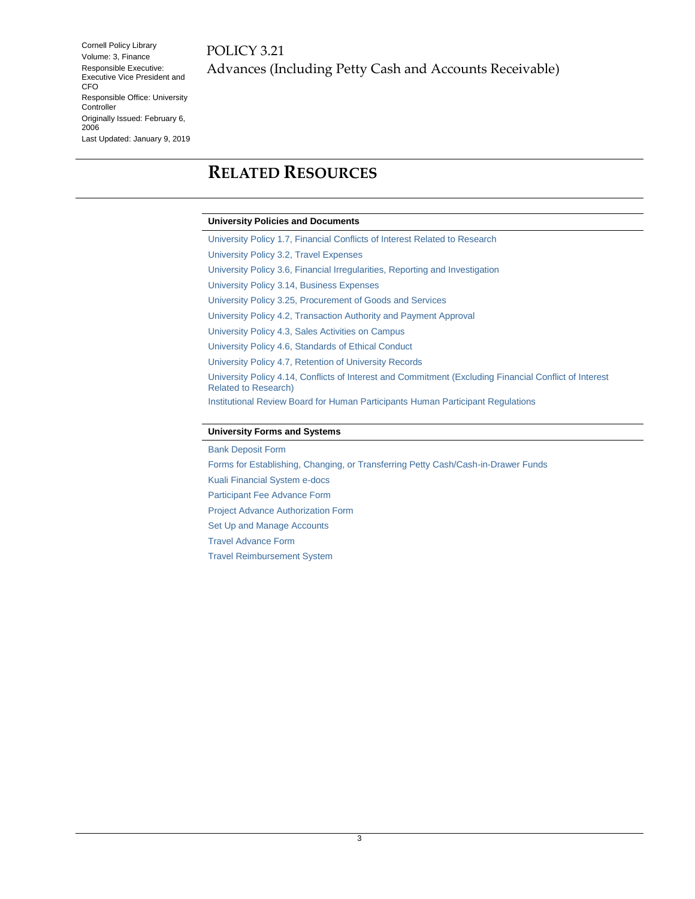# RELATED RESOURCES

### University Policies and Documents

University Policy 1.7, Financial Conflicts of Interest Related to Research

University Policy 3.2, Travel Expenses

University Policy 3.6, Financial Irregularities, Reporting and Investigation

University Policy 3.14, Business Expenses

University Policy 3.25, Procurement of Goods and Services

University Policy 4.2, Transaction Authority and Payment Approval

University Policy 4.3, Sales Activities on Campus

University Policy 4.6, Standards of Ethical Conduct

University Policy 4.7, Retention of University Records

University Policy 4.14, Conflicts of Interest and Commitment (Excluding Financial Conflict of Interest Related to Research)

Institutional Review Board for Human Participants Human Participant Regulations

### University Forms and Systems

Bank Deposit Form

Forms for Establishing, Changing, or Transferring Petty Cash/Cash-in-Drawer Funds

Kuali Financial System e-docs

Participant Fee Advance Form

Project Advance Authorization Form

Set Up and Manage Accounts

Travel Advance Form

Travel Reimbursement System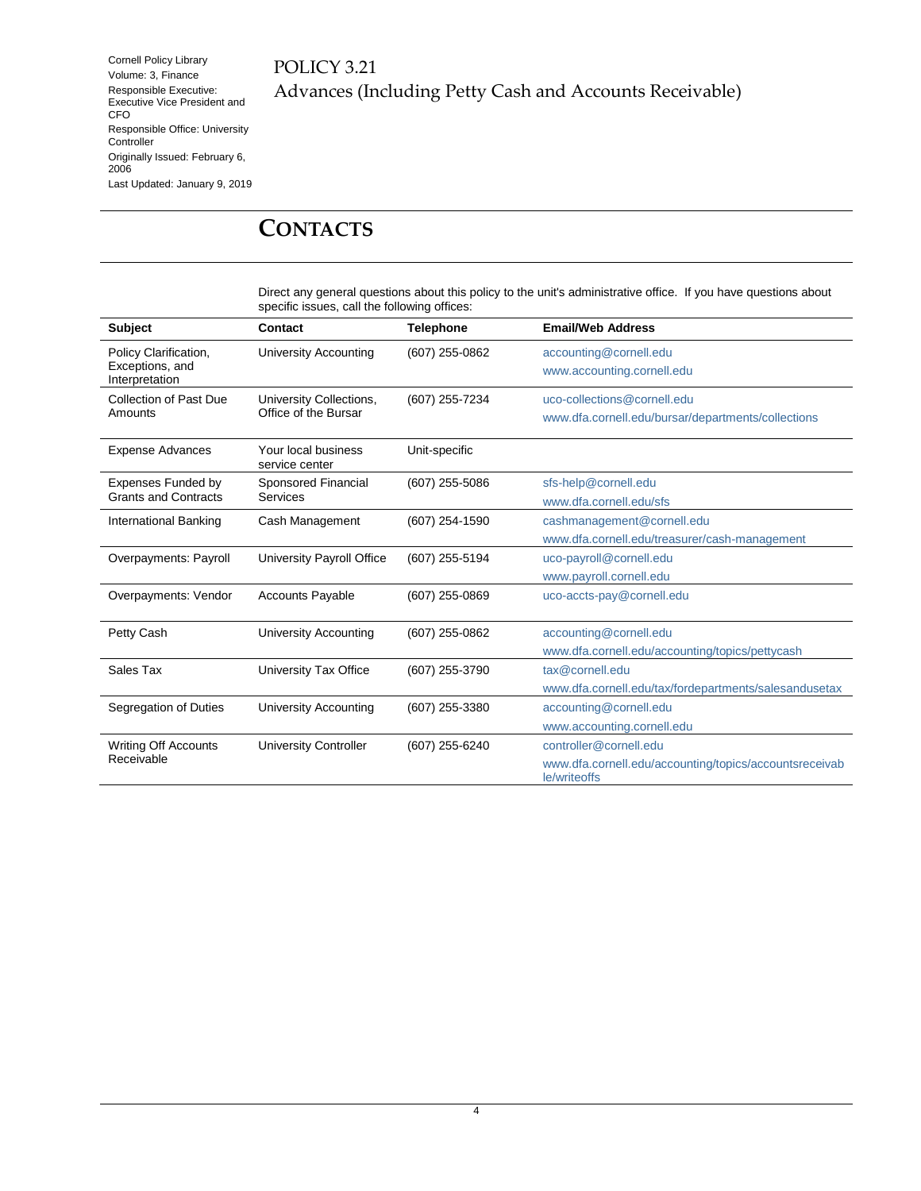# CONTACTS

Direct any general questions about this policy to the unit's administrative office. If you have questions about specific issues, call the following offices:

| Subject | Contact | Telephone | Email/Web Address |
|---|---|---|---|
| Policy Clarification, Exceptions, and Interpretation | University Accounting | (607) 255-0862 | accounting@cornell.edu<br>www.accounting.cornell.edu |
| Collection of Past Due Amounts | University Collections, Office of the Bursar | (607) 255-7234 | uco-collections@cornell.edu<br>www.dfa.cornell.edu/bursar/departments/collections |
| Expense Advances | Your local business service center | Unit-specific | |
| Expenses Funded by Grants and Contracts | Sponsored Financial Services | (607) 255-5086 | sfs-help@cornell.edu<br>www.dfa.cornell.edu/sfs |
| International Banking | Cash Management | (607) 254-1590 | cashmanagement@cornell.edu<br>www.dfa.cornell.edu/treasurer/cash-management |
| Overpayments: Payroll | University Payroll Office | (607) 255-5194 | uco-payroll@cornell.edu<br>www.payroll.cornell.edu |
| Overpayments: Vendor | Accounts Payable | (607) 255-0869 | uco-accts-pay@cornell.edu |
| Petty Cash | University Accounting | (607) 255-0862 | accounting@cornell.edu<br>www.dfa.cornell.edu/accounting/topics/pettycash |
| Sales Tax | University Tax Office | (607) 255-3790 | tax@cornell.edu<br>www.dfa.cornell.edu/tax/fordepartments/salesandusetax |
| Segregation of Duties | University Accounting | (607) 255-3380 | accounting@cornell.edu<br>www.accounting.cornell.edu |
| Writing Off Accounts Receivable | University Controller | (607) 255-6240 | controller@cornell.edu<br>www.dfa.cornell.edu/accounting/topics/accountsreceivable/writeoffs |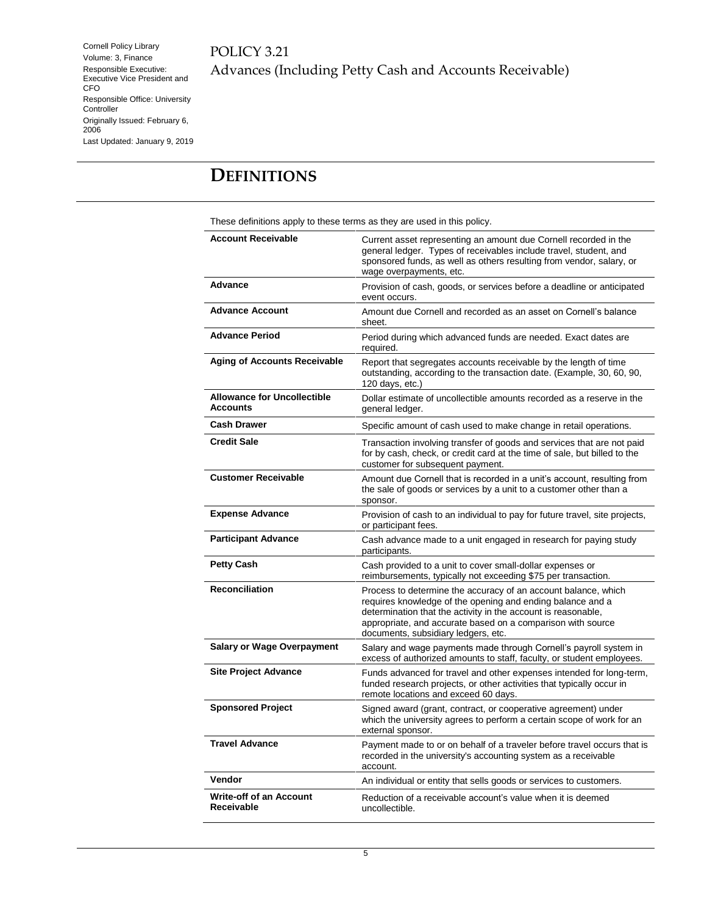# DEFINITIONS

These definitions apply to these terms as they are used in this policy.

| Term | Definition |
|---|---|
| **Account Receivable** | Current asset representing an amount due Cornell recorded in the general ledger. Types of receivables include travel, student, and sponsored funds, as well as others resulting from vendor, salary, or wage overpayments, etc. |
| **Advance** | Provision of cash, goods, or services before a deadline or anticipated event occurs. |
| **Advance Account** | Amount due Cornell and recorded as an asset on Cornell's balance sheet. |
| **Advance Period** | Period during which advanced funds are needed. Exact dates are required. |
| **Aging of Accounts Receivable** | Report that segregates accounts receivable by the length of time outstanding, according to the transaction date. (Example, 30, 60, 90, 120 days, etc.) |
| **Allowance for Uncollectible Accounts** | Dollar estimate of uncollectible amounts recorded as a reserve in the general ledger. |
| **Cash Drawer** | Specific amount of cash used to make change in retail operations. |
| **Credit Sale** | Transaction involving transfer of goods and services that are not paid for by cash, check, or credit card at the time of sale, but billed to the customer for subsequent payment. |
| **Customer Receivable** | Amount due Cornell that is recorded in a unit's account, resulting from the sale of goods or services by a unit to a customer other than a sponsor. |
| **Expense Advance** | Provision of cash to an individual to pay for future travel, site projects, or participant fees. |
| **Participant Advance** | Cash advance made to a unit engaged in research for paying study participants. |
| **Petty Cash** | Cash provided to a unit to cover small-dollar expenses or reimbursements, typically not exceeding $75 per transaction. |
| **Reconciliation** | Process to determine the accuracy of an account balance, which requires knowledge of the opening and ending balance and a determination that the activity in the account is reasonable, appropriate, and accurate based on a comparison with source documents, subsidiary ledgers, etc. |
| **Salary or Wage Overpayment** | Salary and wage payments made through Cornell's payroll system in excess of authorized amounts to staff, faculty, or student employees. |
| **Site Project Advance** | Funds advanced for travel and other expenses intended for long-term, funded research projects, or other activities that typically occur in remote locations and exceed 60 days. |
| **Sponsored Project** | Signed award (grant, contract, or cooperative agreement) under which the university agrees to perform a certain scope of work for an external sponsor. |
| **Travel Advance** | Payment made to or on behalf of a traveler before travel occurs that is recorded in the university's accounting system as a receivable account. |
| **Vendor** | An individual or entity that sells goods or services to customers. |
| **Write-off of an Account Receivable** | Reduction of a receivable account's value when it is deemed uncollectible. |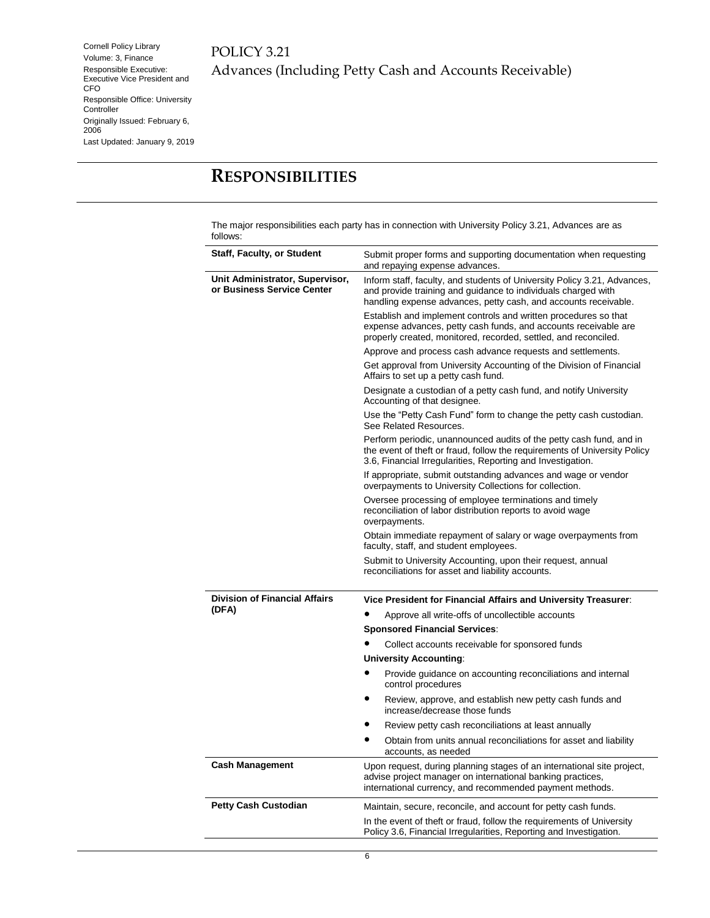# RESPONSIBILITIES

The major responsibilities each party has in connection with University Policy 3.21, Advances are as follows:

| | |
|---|---|
| **Staff, Faculty, or Student** | Submit proper forms and supporting documentation when requesting and repaying expense advances. |
| **Unit Administrator, Supervisor, or Business Service Center** | Inform staff, faculty, and students of University Policy 3.21, Advances, and provide training and guidance to individuals charged with handling expense advances, petty cash, and accounts receivable.<br>Establish and implement controls and written procedures so that expense advances, petty cash funds, and accounts receivable are properly created, monitored, recorded, settled, and reconciled.<br>Approve and process cash advance requests and settlements.<br>Get approval from University Accounting of the Division of Financial Affairs to set up a petty cash fund.<br>Designate a custodian of a petty cash fund, and notify University Accounting of that designee.<br>Use the "Petty Cash Fund" form to change the petty cash custodian. See Related Resources.<br>Perform periodic, unannounced audits of the petty cash fund, and in the event of theft or fraud, follow the requirements of University Policy 3.6, Financial Irregularities, Reporting and Investigation.<br>If appropriate, submit outstanding advances and wage or vendor overpayments to University Collections for collection.<br>Oversee processing of employee terminations and timely reconciliation of labor distribution reports to avoid wage overpayments.<br>Obtain immediate repayment of salary or wage overpayments from faculty, staff, and student employees.<br>Submit to University Accounting, upon their request, annual reconciliations for asset and liability accounts. |
| **Division of Financial Affairs (DFA)** | **Vice President for Financial Affairs and University Treasurer**:<br>• Approve all write-offs of uncollectible accounts<br>**Sponsored Financial Services**:<br>• Collect accounts receivable for sponsored funds<br>**University Accounting**:<br>• Provide guidance on accounting reconciliations and internal control procedures<br>• Review, approve, and establish new petty cash funds and increase/decrease those funds<br>• Review petty cash reconciliations at least annually<br>• Obtain from units annual reconciliations for asset and liability accounts, as needed |
| **Cash Management** | Upon request, during planning stages of an international site project, advise project manager on international banking practices, international currency, and recommended payment methods. |
| **Petty Cash Custodian** | Maintain, secure, reconcile, and account for petty cash funds.<br>In the event of theft or fraud, follow the requirements of University Policy 3.6, Financial Irregularities, Reporting and Investigation. |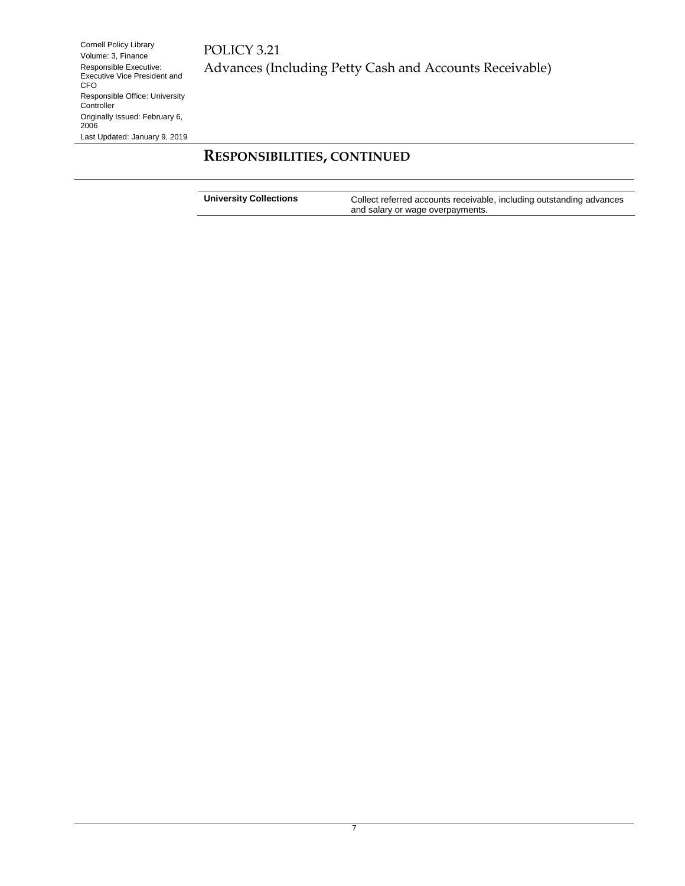## RESPONSIBILITIES, CONTINUED

| | |
|---|---|
| **University Collections** | Collect referred accounts receivable, including outstanding advances and salary or wage overpayments. |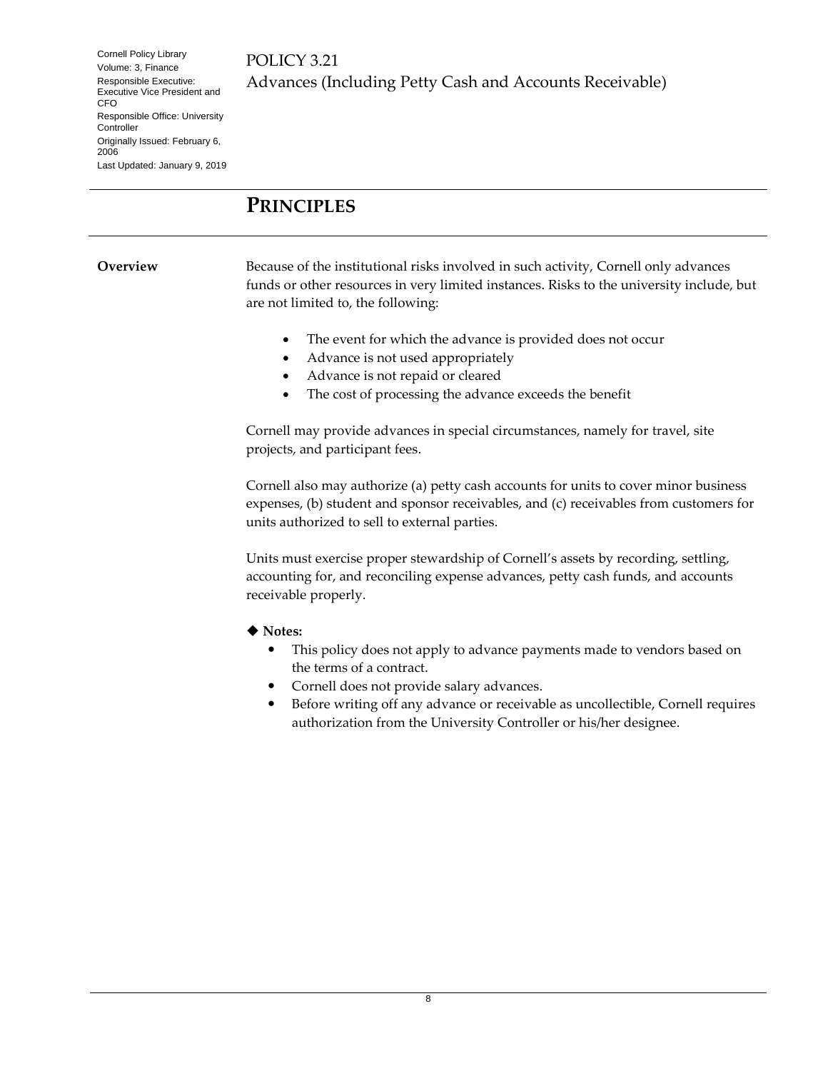## PRINCIPLES

**Overview**

Because of the institutional risks involved in such activity, Cornell only advances funds or other resources in very limited instances. Risks to the university include, but are not limited to, the following:

- The event for which the advance is provided does not occur
- Advance is not used appropriately
- Advance is not repaid or cleared
- The cost of processing the advance exceeds the benefit

Cornell may provide advances in special circumstances, namely for travel, site projects, and participant fees.

Cornell also may authorize (a) petty cash accounts for units to cover minor business expenses, (b) student and sponsor receivables, and (c) receivables from customers for units authorized to sell to external parties.

Units must exercise proper stewardship of Cornell's assets by recording, settling, accounting for, and reconciling expense advances, petty cash funds, and accounts receivable properly.

◆ **Notes:**

- This policy does not apply to advance payments made to vendors based on the terms of a contract.
- Cornell does not provide salary advances.
- Before writing off any advance or receivable as uncollectible, Cornell requires authorization from the University Controller or his/her designee.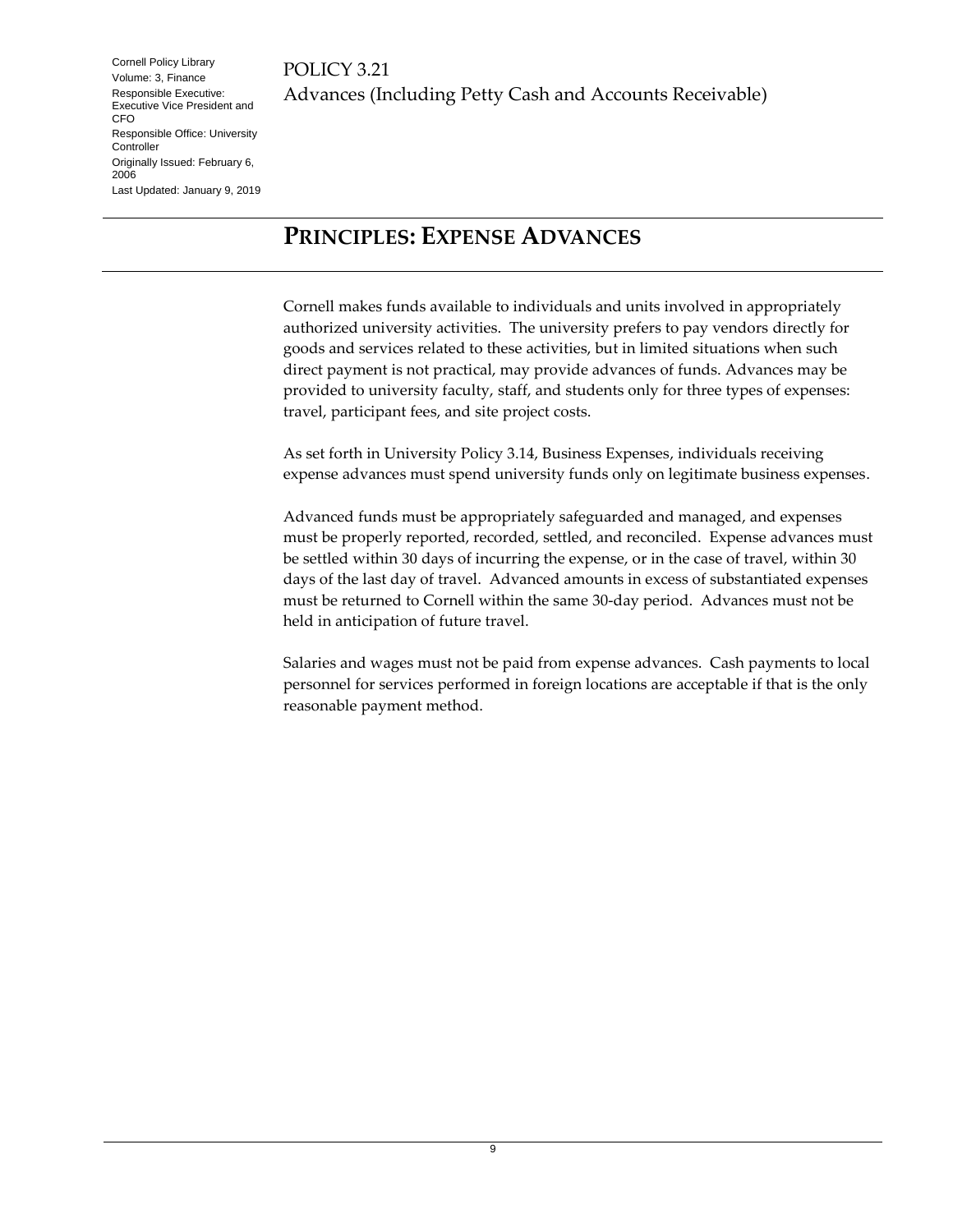## PRINCIPLES: EXPENSE ADVANCES

Cornell makes funds available to individuals and units involved in appropriately authorized university activities. The university prefers to pay vendors directly for goods and services related to these activities, but in limited situations when such direct payment is not practical, may provide advances of funds. Advances may be provided to university faculty, staff, and students only for three types of expenses: travel, participant fees, and site project costs.

As set forth in University Policy 3.14, Business Expenses, individuals receiving expense advances must spend university funds only on legitimate business expenses.

Advanced funds must be appropriately safeguarded and managed, and expenses must be properly reported, recorded, settled, and reconciled. Expense advances must be settled within 30 days of incurring the expense, or in the case of travel, within 30 days of the last day of travel. Advanced amounts in excess of substantiated expenses must be returned to Cornell within the same 30-day period. Advances must not be held in anticipation of future travel.

Salaries and wages must not be paid from expense advances. Cash payments to local personnel for services performed in foreign locations are acceptable if that is the only reasonable payment method.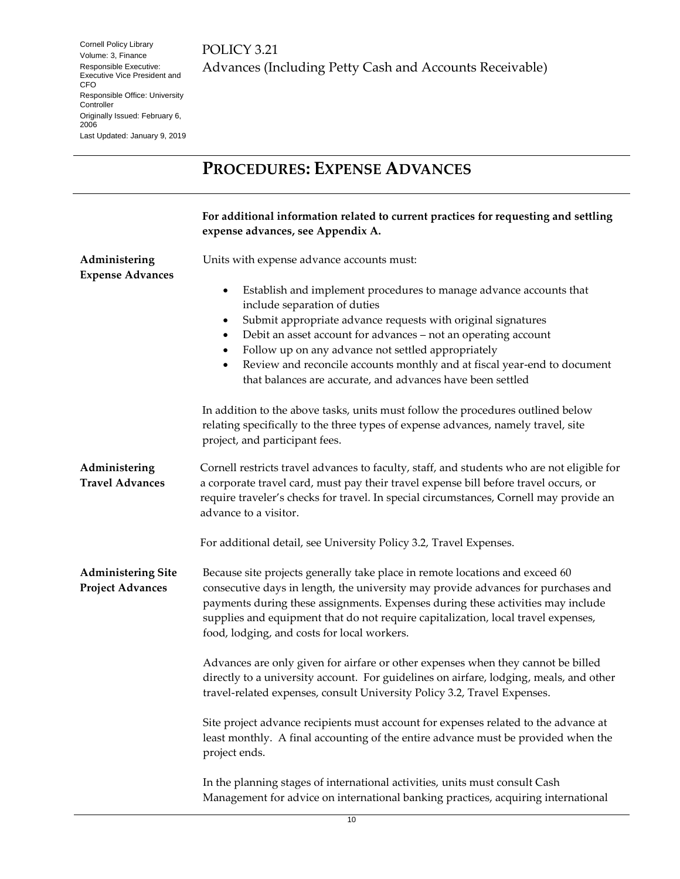## PROCEDURES: EXPENSE ADVANCES

**For additional information related to current practices for requesting and settling expense advances, see Appendix A.**

### Administering Expense Advances

Units with expense advance accounts must:

- Establish and implement procedures to manage advance accounts that include separation of duties
- Submit appropriate advance requests with original signatures
- Debit an asset account for advances – not an operating account
- Follow up on any advance not settled appropriately
- Review and reconcile accounts monthly and at fiscal year-end to document that balances are accurate, and advances have been settled

In addition to the above tasks, units must follow the procedures outlined below relating specifically to the three types of expense advances, namely travel, site project, and participant fees.

### Administering Travel Advances

Cornell restricts travel advances to faculty, staff, and students who are not eligible for a corporate travel card, must pay their travel expense bill before travel occurs, or require traveler's checks for travel. In special circumstances, Cornell may provide an advance to a visitor.

For additional detail, see University Policy 3.2, Travel Expenses.

### Administering Site Project Advances

Because site projects generally take place in remote locations and exceed 60 consecutive days in length, the university may provide advances for purchases and payments during these assignments. Expenses during these activities may include supplies and equipment that do not require capitalization, local travel expenses, food, lodging, and costs for local workers.

Advances are only given for airfare or other expenses when they cannot be billed directly to a university account. For guidelines on airfare, lodging, meals, and other travel-related expenses, consult University Policy 3.2, Travel Expenses.

Site project advance recipients must account for expenses related to the advance at least monthly. A final accounting of the entire advance must be provided when the project ends.

In the planning stages of international activities, units must consult Cash Management for advice on international banking practices, acquiring international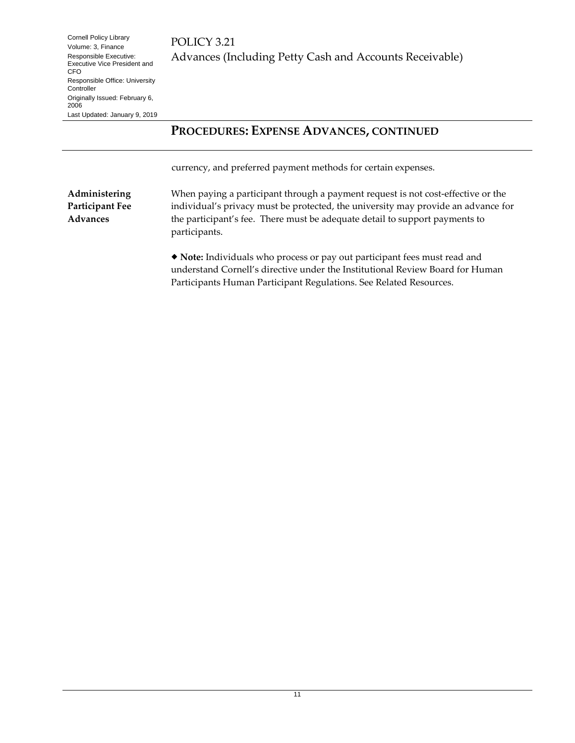## PROCEDURES: EXPENSE ADVANCES, CONTINUED

currency, and preferred payment methods for certain expenses.

**Administering Participant Fee Advances**

When paying a participant through a payment request is not cost-effective or the individual's privacy must be protected, the university may provide an advance for the participant's fee. There must be adequate detail to support payments to participants.

◆ **Note:** Individuals who process or pay out participant fees must read and understand Cornell's directive under the Institutional Review Board for Human Participants Human Participant Regulations. See Related Resources.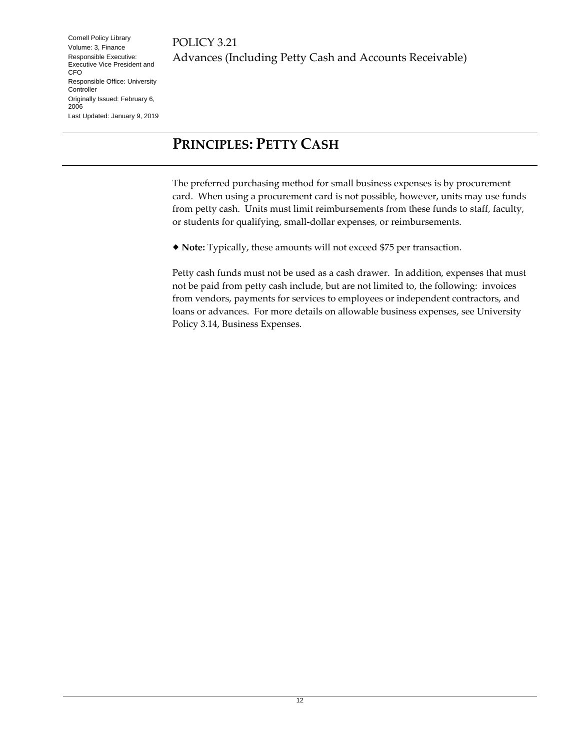## PRINCIPLES: PETTY CASH

The preferred purchasing method for small business expenses is by procurement card. When using a procurement card is not possible, however, units may use funds from petty cash. Units must limit reimbursements from these funds to staff, faculty, or students for qualifying, small-dollar expenses, or reimbursements.

◆ **Note:** Typically, these amounts will not exceed $75 per transaction.

Petty cash funds must not be used as a cash drawer. In addition, expenses that must not be paid from petty cash include, but are not limited to, the following: invoices from vendors, payments for services to employees or independent contractors, and loans or advances. For more details on allowable business expenses, see University Policy 3.14, Business Expenses.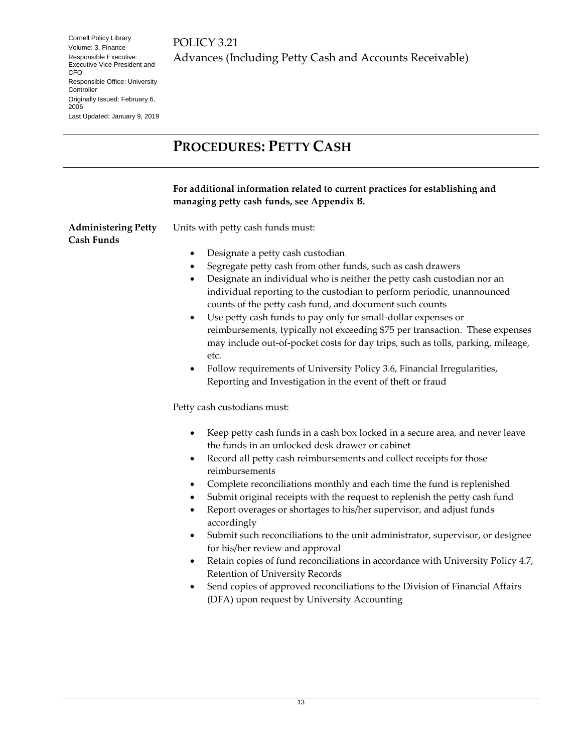# PROCEDURES: PETTY CASH

**For additional information related to current practices for establishing and managing petty cash funds, see Appendix B.**

## Administering Petty Cash Funds

Units with petty cash funds must:

- Designate a petty cash custodian
- Segregate petty cash from other funds, such as cash drawers
- Designate an individual who is neither the petty cash custodian nor an individual reporting to the custodian to perform periodic, unannounced counts of the petty cash fund, and document such counts
- Use petty cash funds to pay only for small-dollar expenses or reimbursements, typically not exceeding $75 per transaction. These expenses may include out-of-pocket costs for day trips, such as tolls, parking, mileage, etc.
- Follow requirements of University Policy 3.6, Financial Irregularities, Reporting and Investigation in the event of theft or fraud

Petty cash custodians must:

- Keep petty cash funds in a cash box locked in a secure area, and never leave the funds in an unlocked desk drawer or cabinet
- Record all petty cash reimbursements and collect receipts for those reimbursements
- Complete reconciliations monthly and each time the fund is replenished
- Submit original receipts with the request to replenish the petty cash fund
- Report overages or shortages to his/her supervisor, and adjust funds accordingly
- Submit such reconciliations to the unit administrator, supervisor, or designee for his/her review and approval
- Retain copies of fund reconciliations in accordance with University Policy 4.7, Retention of University Records
- Send copies of approved reconciliations to the Division of Financial Affairs (DFA) upon request by University Accounting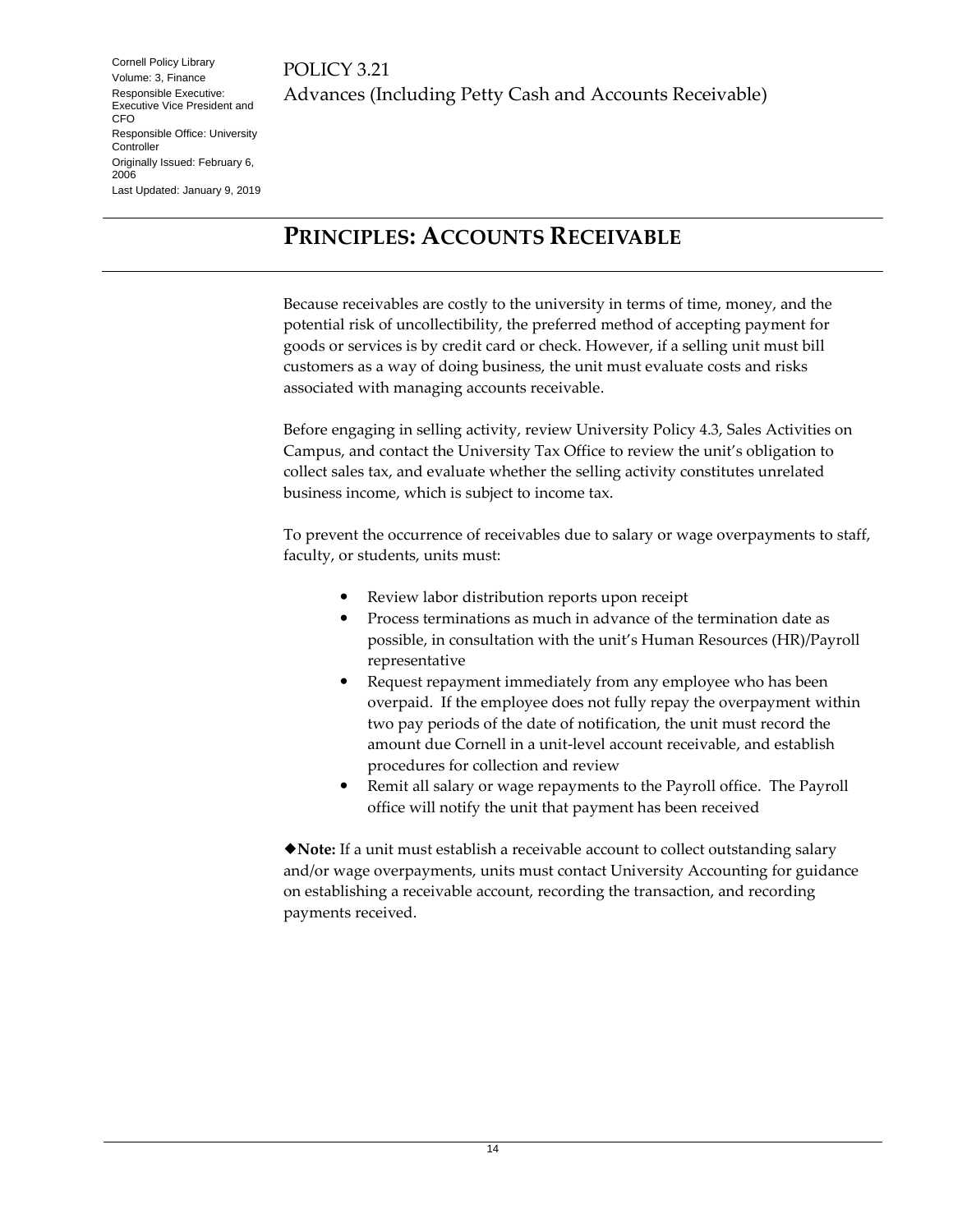## PRINCIPLES: ACCOUNTS RECEIVABLE

Because receivables are costly to the university in terms of time, money, and the potential risk of uncollectibility, the preferred method of accepting payment for goods or services is by credit card or check. However, if a selling unit must bill customers as a way of doing business, the unit must evaluate costs and risks associated with managing accounts receivable.

Before engaging in selling activity, review University Policy 4.3, Sales Activities on Campus, and contact the University Tax Office to review the unit's obligation to collect sales tax, and evaluate whether the selling activity constitutes unrelated business income, which is subject to income tax.

To prevent the occurrence of receivables due to salary or wage overpayments to staff, faculty, or students, units must:

- Review labor distribution reports upon receipt
- Process terminations as much in advance of the termination date as possible, in consultation with the unit's Human Resources (HR)/Payroll representative
- Request repayment immediately from any employee who has been overpaid. If the employee does not fully repay the overpayment within two pay periods of the date of notification, the unit must record the amount due Cornell in a unit-level account receivable, and establish procedures for collection and review
- Remit all salary or wage repayments to the Payroll office. The Payroll office will notify the unit that payment has been received

◆**Note:** If a unit must establish a receivable account to collect outstanding salary and/or wage overpayments, units must contact University Accounting for guidance on establishing a receivable account, recording the transaction, and recording payments received.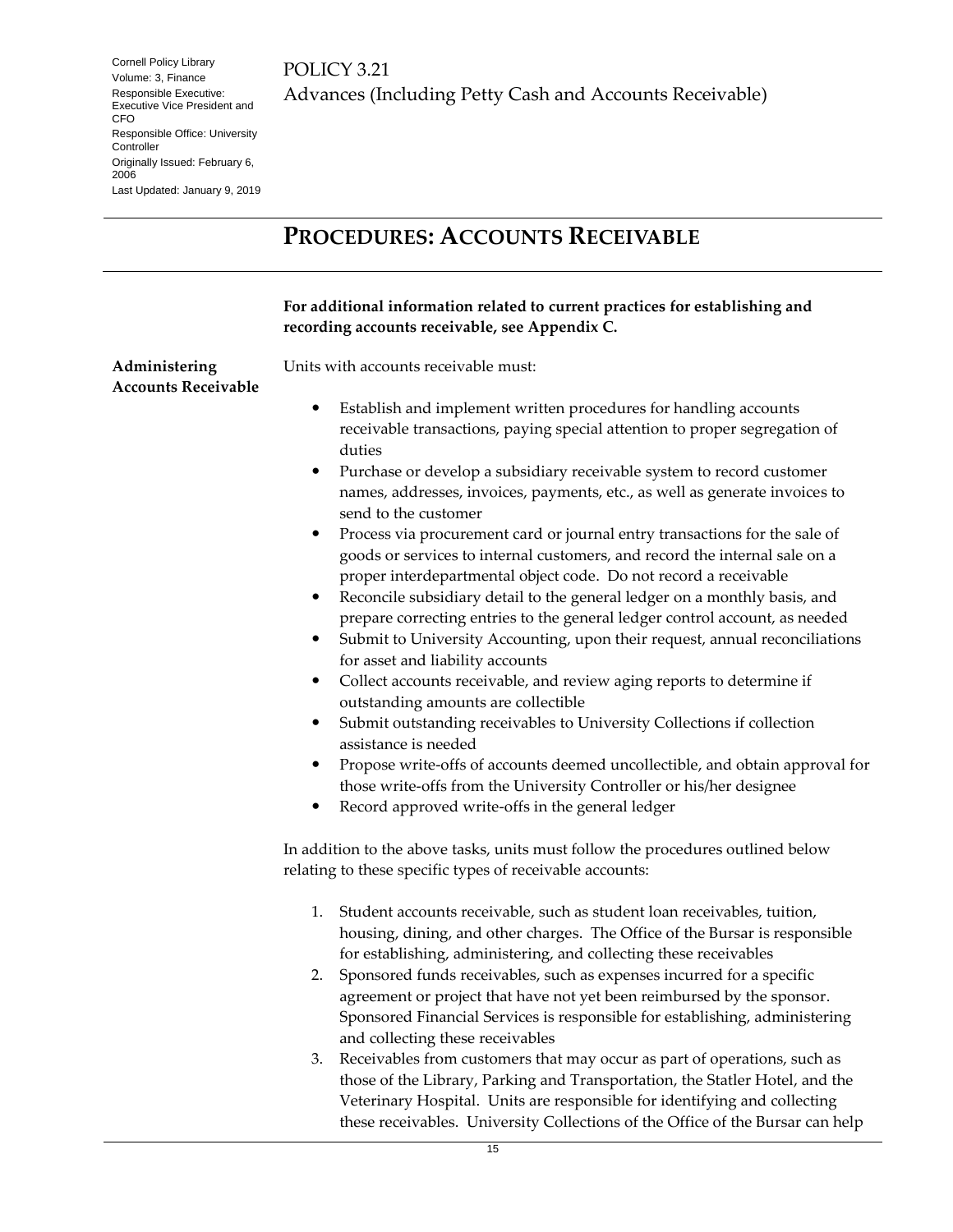# PROCEDURES: ACCOUNTS RECEIVABLE

**For additional information related to current practices for establishing and recording accounts receivable, see Appendix C.**

## Administering Accounts Receivable

Units with accounts receivable must:

- Establish and implement written procedures for handling accounts receivable transactions, paying special attention to proper segregation of duties
- Purchase or develop a subsidiary receivable system to record customer names, addresses, invoices, payments, etc., as well as generate invoices to send to the customer
- Process via procurement card or journal entry transactions for the sale of goods or services to internal customers, and record the internal sale on a proper interdepartmental object code. Do not record a receivable
- Reconcile subsidiary detail to the general ledger on a monthly basis, and prepare correcting entries to the general ledger control account, as needed
- Submit to University Accounting, upon their request, annual reconciliations for asset and liability accounts
- Collect accounts receivable, and review aging reports to determine if outstanding amounts are collectible
- Submit outstanding receivables to University Collections if collection assistance is needed
- Propose write-offs of accounts deemed uncollectible, and obtain approval for those write-offs from the University Controller or his/her designee
- Record approved write-offs in the general ledger

In addition to the above tasks, units must follow the procedures outlined below relating to these specific types of receivable accounts:

1. Student accounts receivable, such as student loan receivables, tuition, housing, dining, and other charges. The Office of the Bursar is responsible for establishing, administering, and collecting these receivables
2. Sponsored funds receivables, such as expenses incurred for a specific agreement or project that have not yet been reimbursed by the sponsor. Sponsored Financial Services is responsible for establishing, administering and collecting these receivables
3. Receivables from customers that may occur as part of operations, such as those of the Library, Parking and Transportation, the Statler Hotel, and the Veterinary Hospital. Units are responsible for identifying and collecting these receivables. University Collections of the Office of the Bursar can help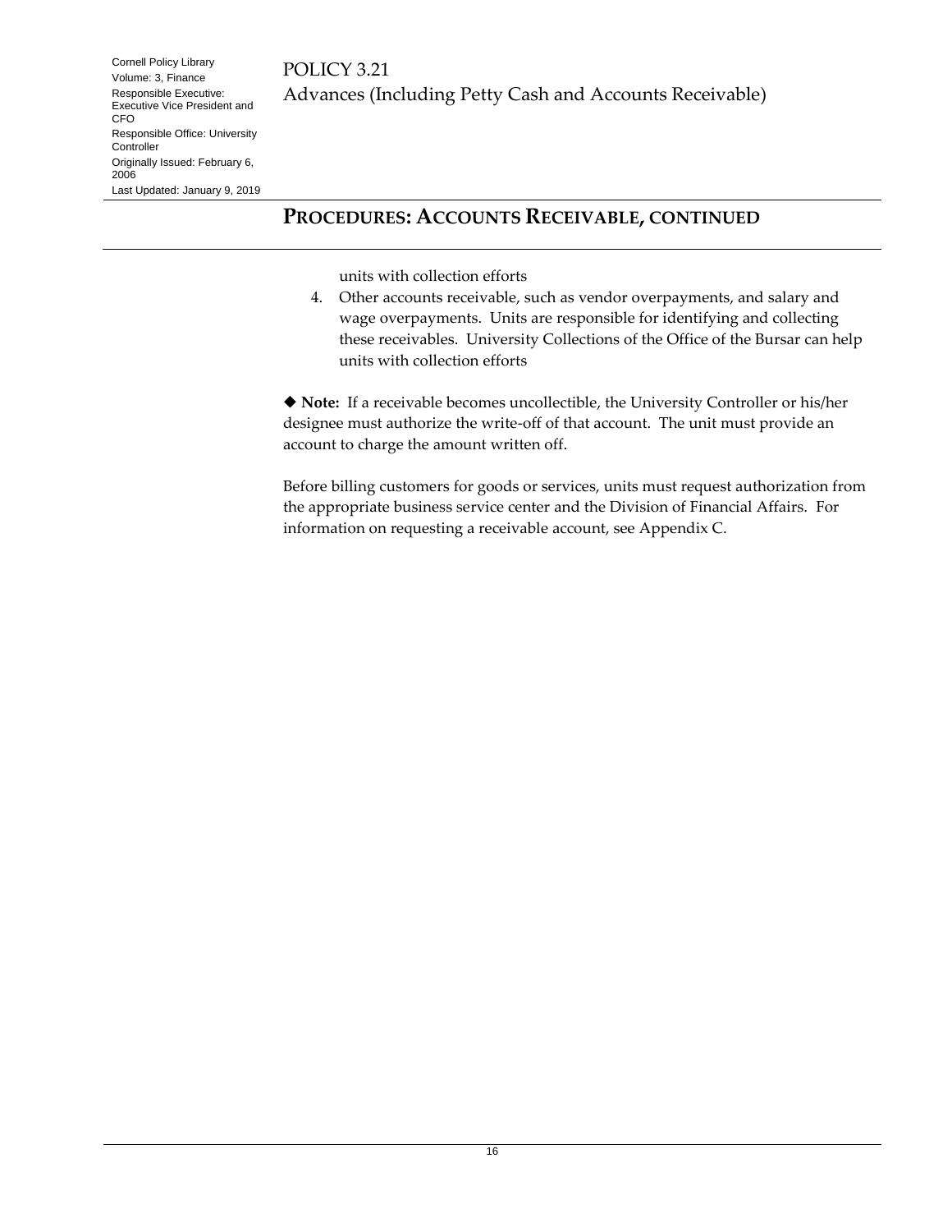## PROCEDURES: ACCOUNTS RECEIVABLE, CONTINUED

units with collection efforts

4. Other accounts receivable, such as vendor overpayments, and salary and wage overpayments. Units are responsible for identifying and collecting these receivables. University Collections of the Office of the Bursar can help units with collection efforts

◆ **Note:** If a receivable becomes uncollectible, the University Controller or his/her designee must authorize the write-off of that account. The unit must provide an account to charge the amount written off.

Before billing customers for goods or services, units must request authorization from the appropriate business service center and the Division of Financial Affairs. For information on requesting a receivable account, see Appendix C.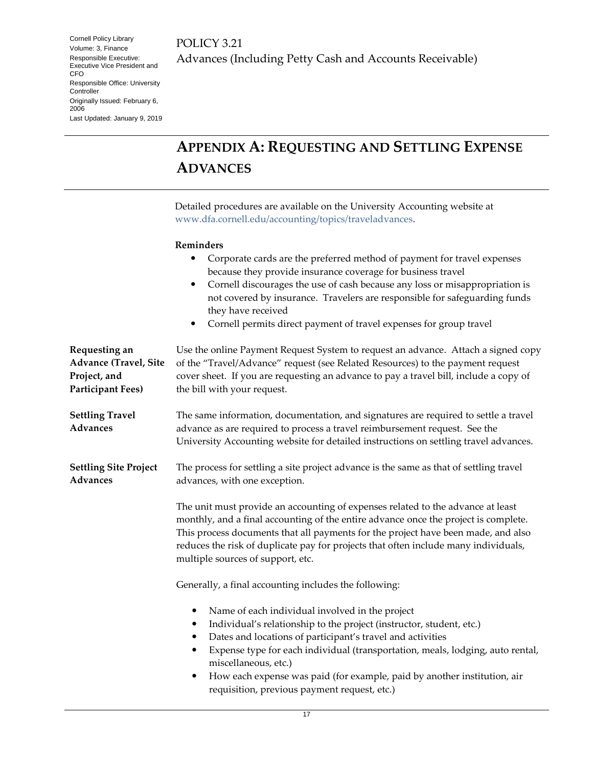## APPENDIX A: REQUESTING AND SETTLING EXPENSE ADVANCES

Detailed procedures are available on the University Accounting website at www.dfa.cornell.edu/accounting/topics/traveladvances.

**Reminders**

- Corporate cards are the preferred method of payment for travel expenses because they provide insurance coverage for business travel
- Cornell discourages the use of cash because any loss or misappropriation is not covered by insurance. Travelers are responsible for safeguarding funds they have received
- Cornell permits direct payment of travel expenses for group travel

**Requesting an Advance (Travel, Site Project, and Participant Fees)**

Use the online Payment Request System to request an advance. Attach a signed copy of the "Travel/Advance" request (see Related Resources) to the payment request cover sheet. If you are requesting an advance to pay a travel bill, include a copy of the bill with your request.

**Settling Travel Advances**

The same information, documentation, and signatures are required to settle a travel advance as are required to process a travel reimbursement request. See the University Accounting website for detailed instructions on settling travel advances.

**Settling Site Project Advances**

The process for settling a site project advance is the same as that of settling travel advances, with one exception.

The unit must provide an accounting of expenses related to the advance at least monthly, and a final accounting of the entire advance once the project is complete. This process documents that all payments for the project have been made, and also reduces the risk of duplicate pay for projects that often include many individuals, multiple sources of support, etc.

Generally, a final accounting includes the following:

- Name of each individual involved in the project
- Individual's relationship to the project (instructor, student, etc.)
- Dates and locations of participant's travel and activities
- Expense type for each individual (transportation, meals, lodging, auto rental, miscellaneous, etc.)
- How each expense was paid (for example, paid by another institution, air requisition, previous payment request, etc.)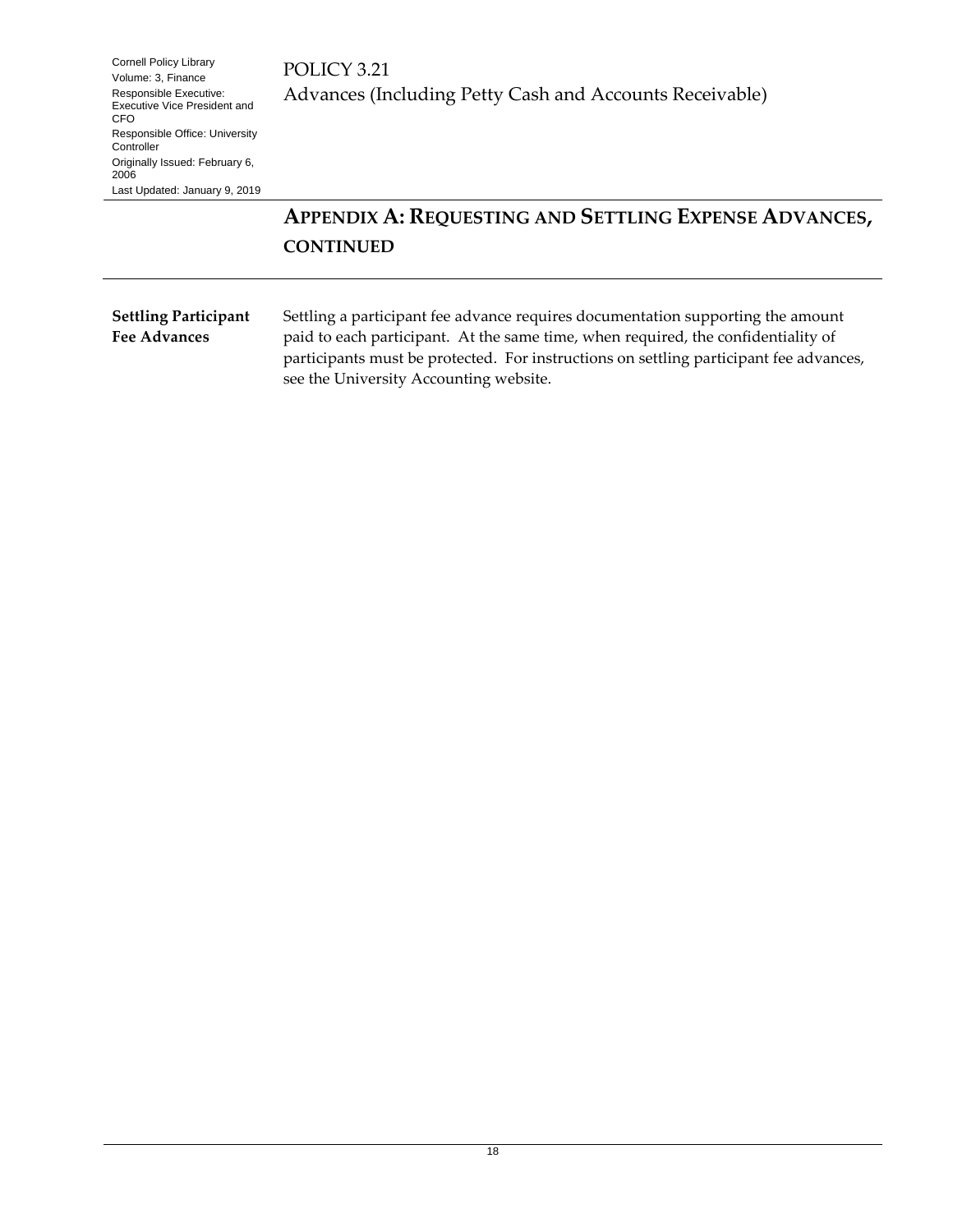## APPENDIX A: REQUESTING AND SETTLING EXPENSE ADVANCES, CONTINUED

**Settling Participant Fee Advances**

Settling a participant fee advance requires documentation supporting the amount paid to each participant. At the same time, when required, the confidentiality of participants must be protected. For instructions on settling participant fee advances, see the University Accounting website.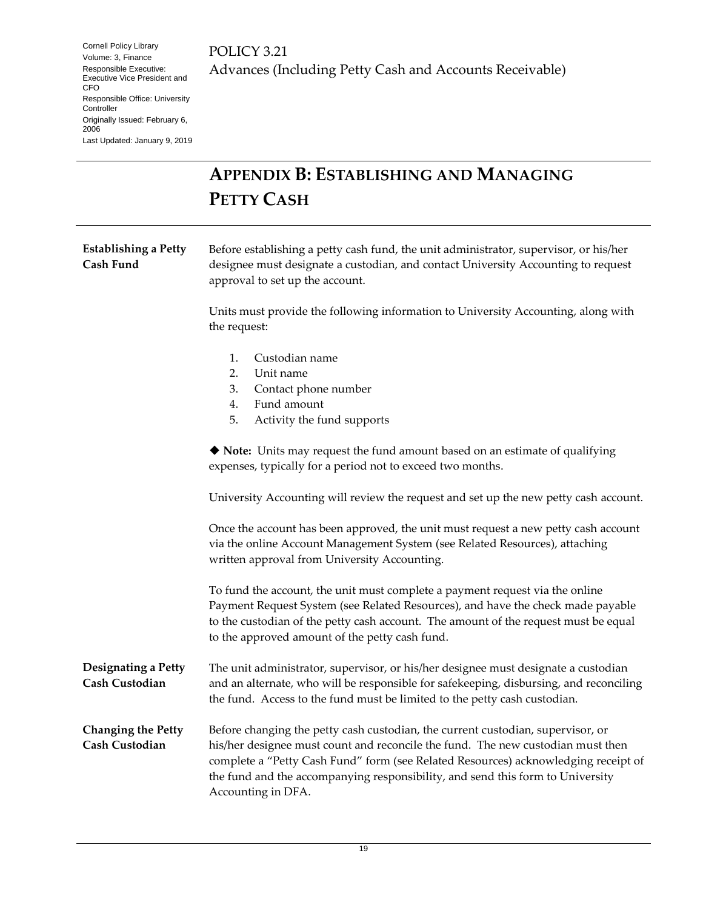# APPENDIX B: ESTABLISHING AND MANAGING PETTY CASH

**Establishing a Petty Cash Fund**

Before establishing a petty cash fund, the unit administrator, supervisor, or his/her designee must designate a custodian, and contact University Accounting to request approval to set up the account.

Units must provide the following information to University Accounting, along with the request:

1. Custodian name
2. Unit name
3. Contact phone number
4. Fund amount
5. Activity the fund supports

◆ **Note:** Units may request the fund amount based on an estimate of qualifying expenses, typically for a period not to exceed two months.

University Accounting will review the request and set up the new petty cash account.

Once the account has been approved, the unit must request a new petty cash account via the online Account Management System (see Related Resources), attaching written approval from University Accounting.

To fund the account, the unit must complete a payment request via the online Payment Request System (see Related Resources), and have the check made payable to the custodian of the petty cash account. The amount of the request must be equal to the approved amount of the petty cash fund.

**Designating a Petty Cash Custodian**

The unit administrator, supervisor, or his/her designee must designate a custodian and an alternate, who will be responsible for safekeeping, disbursing, and reconciling the fund. Access to the fund must be limited to the petty cash custodian.

**Changing the Petty Cash Custodian**

Before changing the petty cash custodian, the current custodian, supervisor, or his/her designee must count and reconcile the fund. The new custodian must then complete a "Petty Cash Fund" form (see Related Resources) acknowledging receipt of the fund and the accompanying responsibility, and send this form to University Accounting in DFA.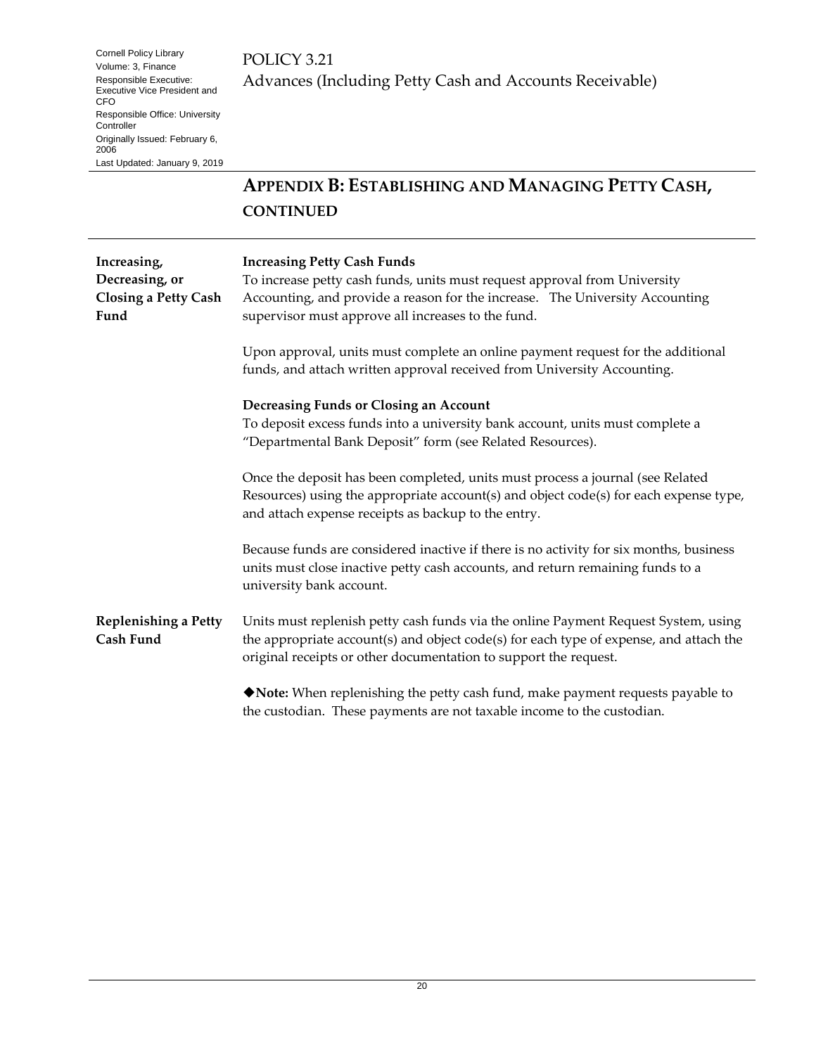## APPENDIX B: ESTABLISHING AND MANAGING PETTY CASH, CONTINUED

### Increasing, Decreasing, or Closing a Petty Cash Fund

**Increasing Petty Cash Funds**

To increase petty cash funds, units must request approval from University Accounting, and provide a reason for the increase. The University Accounting supervisor must approve all increases to the fund.

Upon approval, units must complete an online payment request for the additional funds, and attach written approval received from University Accounting.

**Decreasing Funds or Closing an Account**

To deposit excess funds into a university bank account, units must complete a "Departmental Bank Deposit" form (see Related Resources).

Once the deposit has been completed, units must process a journal (see Related Resources) using the appropriate account(s) and object code(s) for each expense type, and attach expense receipts as backup to the entry.

Because funds are considered inactive if there is no activity for six months, business units must close inactive petty cash accounts, and return remaining funds to a university bank account.

### Replenishing a Petty Cash Fund

Units must replenish petty cash funds via the online Payment Request System, using the appropriate account(s) and object code(s) for each type of expense, and attach the original receipts or other documentation to support the request.

◆**Note:** When replenishing the petty cash fund, make payment requests payable to the custodian. These payments are not taxable income to the custodian.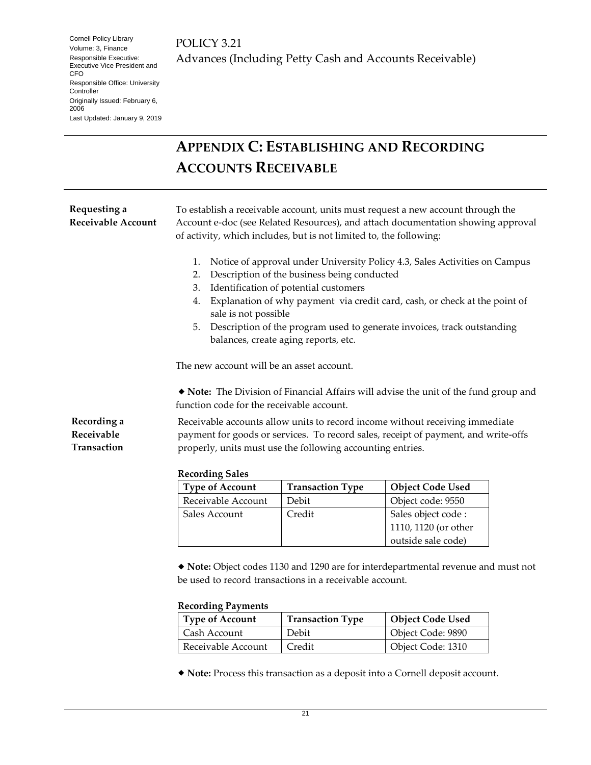# APPENDIX C: ESTABLISHING AND RECORDING ACCOUNTS RECEIVABLE

**Requesting a Receivable Account**

To establish a receivable account, units must request a new account through the Account e-doc (see Related Resources), and attach documentation showing approval of activity, which includes, but is not limited to, the following:

1. Notice of approval under University Policy 4.3, Sales Activities on Campus
2. Description of the business being conducted
3. Identification of potential customers
4. Explanation of why payment via credit card, cash, or check at the point of sale is not possible
5. Description of the program used to generate invoices, track outstanding balances, create aging reports, etc.

The new account will be an asset account.

◆ **Note:** The Division of Financial Affairs will advise the unit of the fund group and function code for the receivable account.

**Recording a Receivable Transaction**

Receivable accounts allow units to record income without receiving immediate payment for goods or services. To record sales, receipt of payment, and write-offs properly, units must use the following accounting entries.

**Recording Sales**

| Type of Account | Transaction Type | Object Code Used |
|---|---|---|
| Receivable Account | Debit | Object code: 9550 |
| Sales Account | Credit | Sales object code : 1110, 1120 (or other outside sale code) |

◆ **Note:** Object codes 1130 and 1290 are for interdepartmental revenue and must not be used to record transactions in a receivable account.

**Recording Payments**

| Type of Account | Transaction Type | Object Code Used |
|---|---|---|
| Cash Account | Debit | Object Code: 9890 |
| Receivable Account | Credit | Object Code: 1310 |

◆ **Note:** Process this transaction as a deposit into a Cornell deposit account.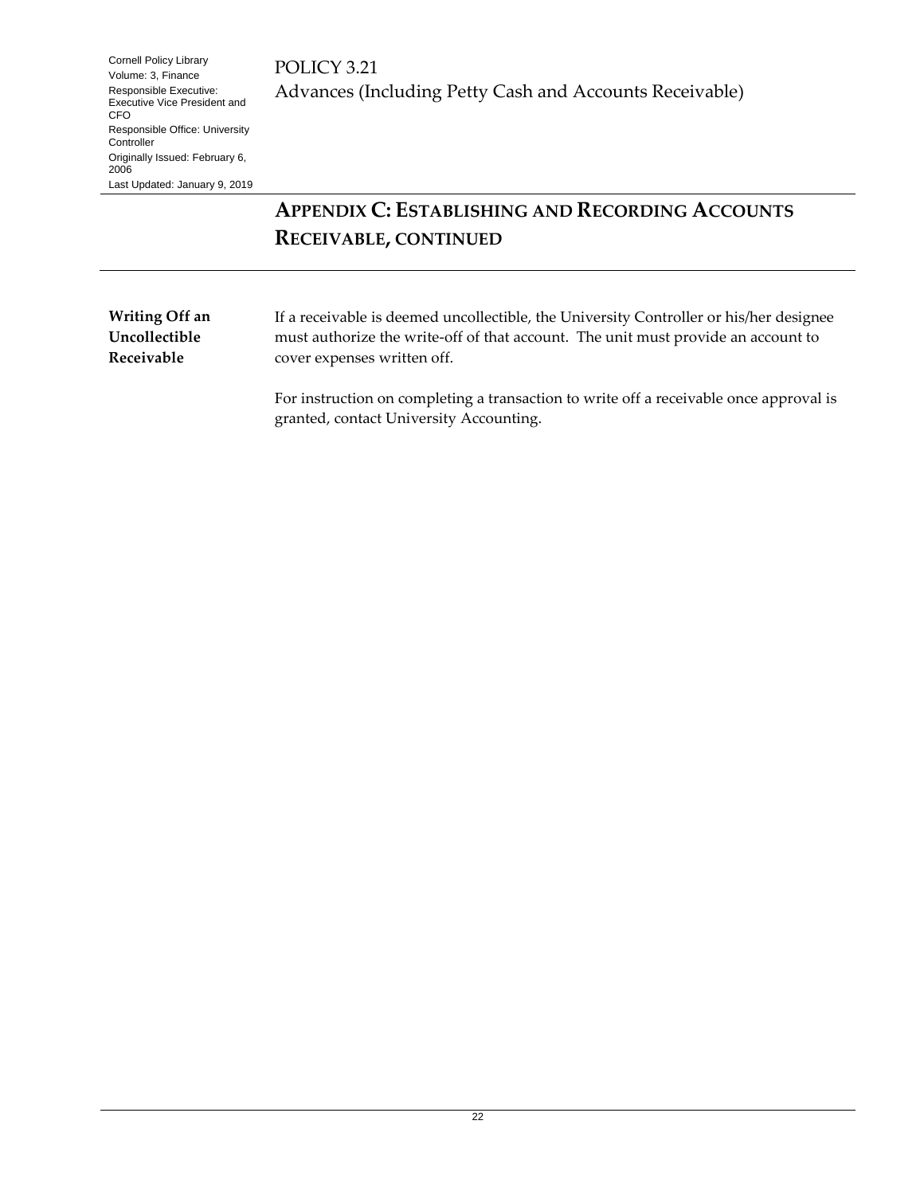## APPENDIX C: ESTABLISHING AND RECORDING ACCOUNTS RECEIVABLE, CONTINUED

**Writing Off an Uncollectible Receivable**

If a receivable is deemed uncollectible, the University Controller or his/her designee must authorize the write-off of that account. The unit must provide an account to cover expenses written off.

For instruction on completing a transaction to write off a receivable once approval is granted, contact University Accounting.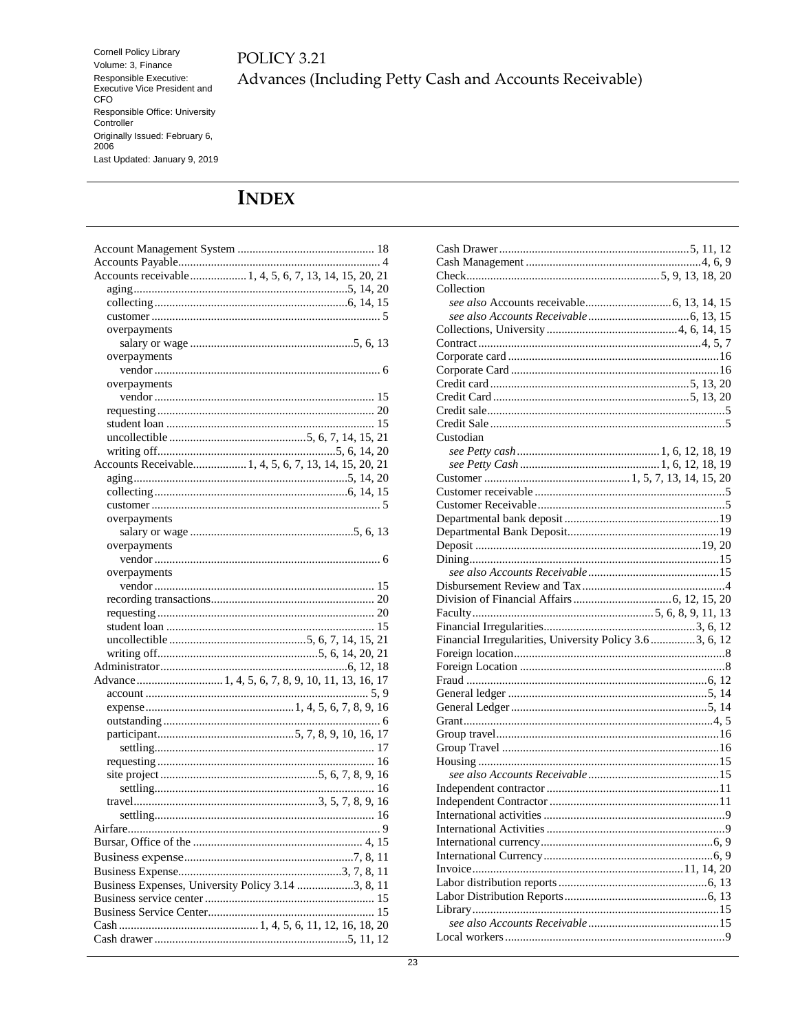# INDEX

Account Management System 18
Accounts Payable 4
Accounts receivable 1, 4, 5, 6, 7, 13, 14, 15, 20, 21
  aging 5, 14, 20
  collecting 6, 14, 15
  customer 5
  overpayments
    salary or wage 5, 6, 13
  overpayments
    vendor 6
  overpayments
    vendor 15
  requesting 20
  student loan 15
  uncollectible 5, 6, 7, 14, 15, 21
  writing off 5, 6, 14, 20
Accounts Receivable 1, 4, 5, 6, 7, 13, 14, 15, 20, 21
  aging 5, 14, 20
  collecting 6, 14, 15
  customer 5
  overpayments
    salary or wage 5, 6, 13
  overpayments
    vendor 6
  overpayments
    vendor 15
  recording transactions 20
  requesting 20
  student loan 15
  uncollectible 5, 6, 7, 14, 15, 21
  writing off 5, 6, 14, 20, 21
Administrator 6, 12, 18
Advance 1, 4, 5, 6, 7, 8, 9, 10, 11, 13, 16, 17
  account 5, 9
  expense 1, 4, 5, 6, 7, 8, 9, 16
  outstanding 6
  participant 5, 7, 8, 9, 10, 16, 17
    settling 17
  requesting 16
  site project 5, 6, 7, 8, 9, 16
    settling 16
  travel 3, 5, 7, 8, 9, 16
    settling 16
Airfare 9
Bursar, Office of the 4, 15
Business expense 7, 8, 11
Business Expense 3, 7, 8, 11
Business Expenses, University Policy 3.14 3, 8, 11
Business service center 15
Business Service Center 15
Cash 1, 4, 5, 6, 11, 12, 16, 18, 20
Cash drawer 5, 11, 12
Cash Drawer 5, 11, 12
Cash Management 4, 6, 9
Check 5, 9, 13, 18, 20
Collection
  *see also* Accounts receivable 6, 13, 14, 15
  *see also Accounts Receivable* 6, 13, 15
Collections, University 4, 6, 14, 15
Contract 4, 5, 7
Corporate card 16
Corporate Card 16
Credit card 5, 13, 20
Credit Card 5, 13, 20
Credit sale 5
Credit Sale 5
Custodian
  *see Petty cash* 1, 6, 12, 18, 19
  *see Petty Cash* 1, 6, 12, 18, 19
Customer 1, 5, 7, 13, 14, 15, 20
Customer receivable 5
Customer Receivable 5
Departmental bank deposit 19
Departmental Bank Deposit 19
Deposit 19, 20
Dining 15
  *see also Accounts Receivable* 15
Disbursement Review and Tax 4
Division of Financial Affairs 6, 12, 15, 20
Faculty 5, 6, 8, 9, 11, 13
Financial Irregularities 3, 6, 12
Financial Irregularities, University Policy 3.6 3, 6, 12
Foreign location 8
Foreign Location 8
Fraud 6, 12
General ledger 5, 14
General Ledger 5, 14
Grant 4, 5
Group travel 16
Group Travel 16
Housing 15
  *see also Accounts Receivable* 15
Independent contractor 11
Independent Contractor 11
International activities 9
International Activities 9
International currency 6, 9
International Currency 6, 9
Invoice 11, 14, 20
Labor distribution reports 6, 13
Labor Distribution Reports 6, 13
Library 15
  *see also Accounts Receivable* 15
Local workers 9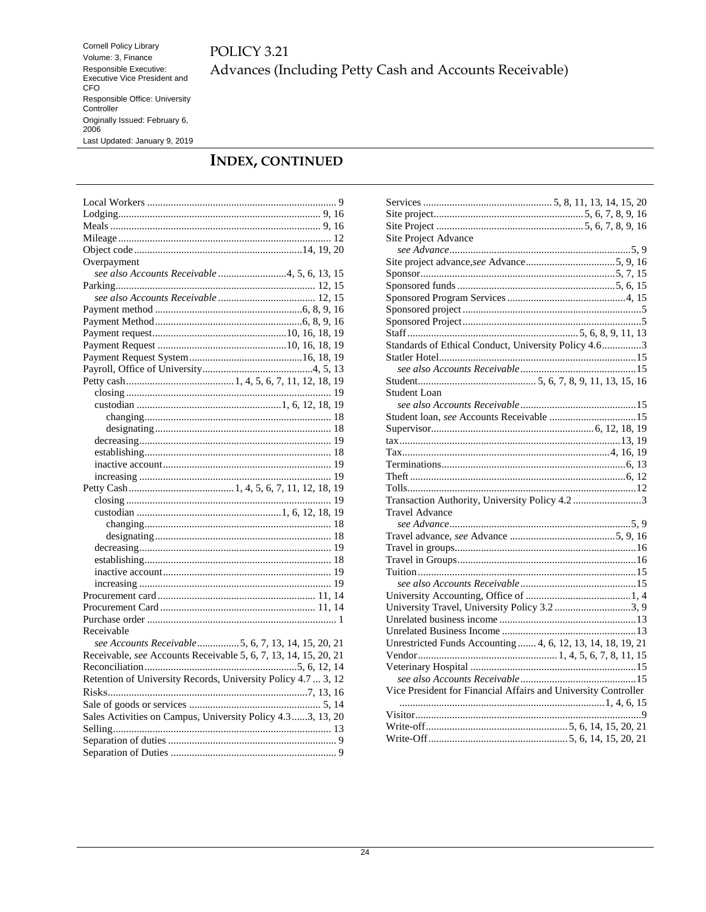# POLICY 3.21
# Advances (Including Petty Cash and Accounts Receivable)

Cornell Policy Library
Volume: 3, Finance
Responsible Executive: Executive Vice President and CFO
Responsible Office: University Controller
Originally Issued: February 6, 2006
Last Updated: January 9, 2019

## INDEX, CONTINUED

Local Workers ..................... 9
Lodging ..................... 9, 16
Meals ..................... 9, 16
Mileage ..................... 12
Object code ..................... 14, 19, 20
Overpayment
- *see also Accounts Receivable* ..................... 4, 5, 6, 13, 15

Parking ..................... 12, 15
- *see also Accounts Receivable* ..................... 12, 15

Payment method ..................... 6, 8, 9, 16
Payment Method ..................... 6, 8, 9, 16
Payment request ..................... 10, 16, 18, 19
Payment Request ..................... 10, 16, 18, 19
Payment Request System ..................... 16, 18, 19
Payroll, Office of University ..................... 4, 5, 13
Petty cash ..................... 1, 4, 5, 6, 7, 11, 12, 18, 19
- closing ..................... 19
- custodian ..................... 1, 6, 12, 18, 19
  - changing ..................... 18
  - designating ..................... 18
- decreasing ..................... 19
- establishing ..................... 18
- inactive account ..................... 19
- increasing ..................... 19

Petty Cash ..................... 1, 4, 5, 6, 7, 11, 12, 18, 19
- closing ..................... 19
- custodian ..................... 1, 6, 12, 18, 19
  - changing ..................... 18
  - designating ..................... 18
- decreasing ..................... 19
- establishing ..................... 18
- inactive account ..................... 19
- increasing ..................... 19

Procurement card ..................... 11, 14
Procurement Card ..................... 11, 14
Purchase order ..................... 1
Receivable
- *see Accounts Receivable* ..................... 5, 6, 7, 13, 14, 15, 20, 21

Receivable, *see* Accounts Receivable 5, 6, 7, 13, 14, 15, 20, 21
Reconciliation ..................... 5, 6, 12, 14
Retention of University Records, University Policy 4.7 ... 3, 12
Risks ..................... 7, 13, 16
Sale of goods or services ..................... 5, 14
Sales Activities on Campus, University Policy 4.3 ...... 3, 13, 20
Selling ..................... 13
Separation of duties ..................... 9
Separation of Duties ..................... 9
Services ..................... 5, 8, 11, 13, 14, 15, 20
Site project ..................... 5, 6, 7, 8, 9, 16
Site Project ..................... 5, 6, 7, 8, 9, 16
Site Project Advance
- *see Advance* ..................... 5, 9

Site project advance, *see* Advance ..................... 5, 9, 16
Sponsor ..................... 5, 7, 15
Sponsored funds ..................... 5, 6, 15
Sponsored Program Services ..................... 4, 15
Sponsored project ..................... 5
Sponsored Project ..................... 5
Staff ..................... 5, 6, 8, 9, 11, 13
Standards of Ethical Conduct, University Policy 4.6 ..................... 3
Statler Hotel ..................... 15
- *see also Accounts Receivable* ..................... 15

Student ..................... 5, 6, 7, 8, 9, 11, 13, 15, 16
Student Loan
- *see also Accounts Receivable* ..................... 15

Student loan, *see* Accounts Receivable ..................... 15
Supervisor ..................... 6, 12, 18, 19
tax ..................... 13, 19
Tax ..................... 4, 16, 19
Terminations ..................... 6, 13
Theft ..................... 6, 12
Tolls ..................... 12
Transaction Authority, University Policy 4.2 ..................... 3
Travel Advance
- *see Advance* ..................... 5, 9

Travel advance, *see* Advance ..................... 5, 9, 16
Travel in groups ..................... 16
Travel in Groups ..................... 16
Tuition ..................... 15
- *see also Accounts Receivable* ..................... 15

University Accounting, Office of ..................... 1, 4
University Travel, University Policy 3.2 ..................... 3, 9
Unrelated business income ..................... 13
Unrelated Business Income ..................... 13
Unrestricted Funds Accounting ....... 4, 6, 12, 13, 14, 18, 19, 21
Vendor ..................... 1, 4, 5, 6, 7, 8, 11, 15
Veterinary Hospital ..................... 15
- *see also Accounts Receivable* ..................... 15

Vice President for Financial Affairs and University Controller ..................... 1, 4, 6, 15
Visitor ..................... 9
Write-off ..................... 5, 6, 14, 15, 20, 21
Write-Off ..................... 5, 6, 14, 15, 20, 21